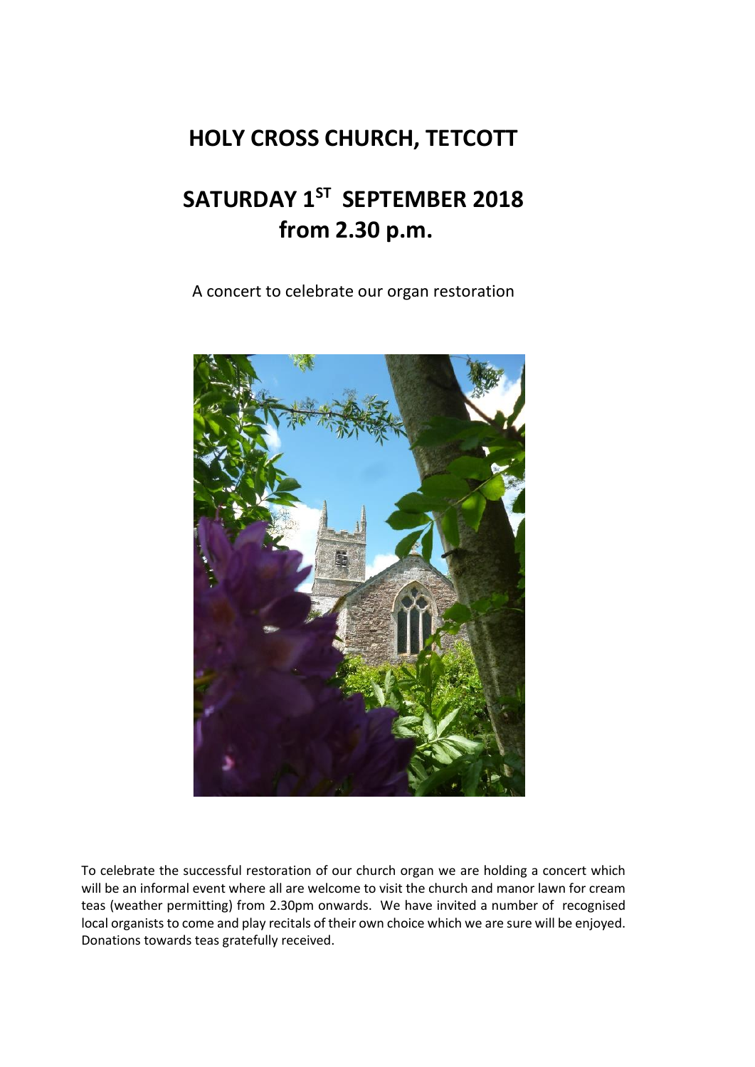# HOLY CROSS CHURCH, TETCOTT

# SATURDAY 1ST SEPTEMBER 2018 from 2.30 p.m.

A concert to celebrate our organ restoration

To celebrate the successful restoration of our church organ we are holding a concert which will be an informal event where all are welcome to visit the church and manor lawn for cream teas (weather permitting) from 2.30pm onwards. We have invited a number of recognised local organists to come and play recitals of their own choice which we are sure will be enjoyed. Donations towards teas gratefully received.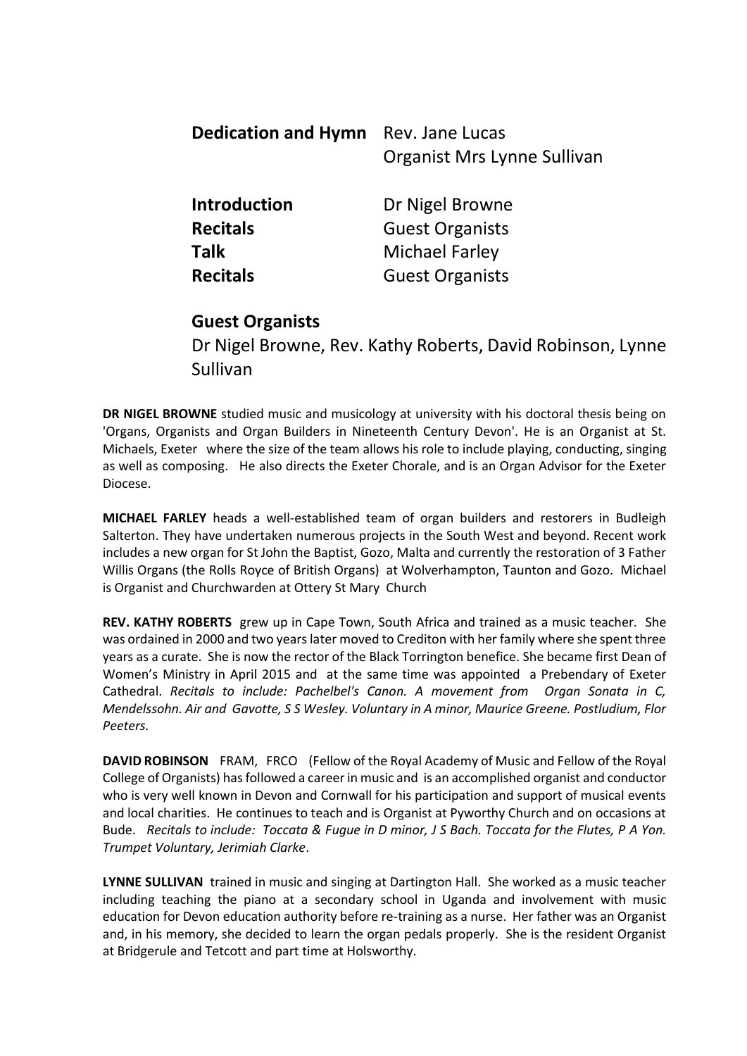| | |
|---|---|
| **Dedication and Hymn** | Rev. Jane Lucas<br>Organist Mrs Lynne Sullivan |
| **Introduction** | Dr Nigel Browne |
| **Recitals** | Guest Organists |
| **Talk** | Michael Farley |
| **Recitals** | Guest Organists |

## Guest Organists

Dr Nigel Browne, Rev. Kathy Roberts, David Robinson, Lynne Sullivan

**DR NIGEL BROWNE** studied music and musicology at university with his doctoral thesis being on 'Organs, Organists and Organ Builders in Nineteenth Century Devon'. He is an Organist at St. Michaels, Exeter where the size of the team allows his role to include playing, conducting, singing as well as composing. He also directs the Exeter Chorale, and is an Organ Advisor for the Exeter Diocese.

**MICHAEL FARLEY** heads a well-established team of organ builders and restorers in Budleigh Salterton. They have undertaken numerous projects in the South West and beyond. Recent work includes a new organ for St John the Baptist, Gozo, Malta and currently the restoration of 3 Father Willis Organs (the Rolls Royce of British Organs) at Wolverhampton, Taunton and Gozo. Michael is Organist and Churchwarden at Ottery St Mary Church

**REV. KATHY ROBERTS** grew up in Cape Town, South Africa and trained as a music teacher. She was ordained in 2000 and two years later moved to Crediton with her family where she spent three years as a curate. She is now the rector of the Black Torrington benefice. She became first Dean of Women's Ministry in April 2015 and at the same time was appointed a Prebendary of Exeter Cathedral. *Recitals to include: Pachelbel's Canon. A movement from Organ Sonata in C, Mendelssohn. Air and Gavotte, S S Wesley. Voluntary in A minor, Maurice Greene. Postludium, Flor Peeters.*

**DAVID ROBINSON** FRAM, FRCO (Fellow of the Royal Academy of Music and Fellow of the Royal College of Organists) has followed a career in music and is an accomplished organist and conductor who is very well known in Devon and Cornwall for his participation and support of musical events and local charities. He continues to teach and is Organist at Pyworthy Church and on occasions at Bude. *Recitals to include: Toccata & Fugue in D minor, J S Bach. Toccata for the Flutes, P A Yon. Trumpet Voluntary, Jerimiah Clarke*.

**LYNNE SULLIVAN** trained in music and singing at Dartington Hall. She worked as a music teacher including teaching the piano at a secondary school in Uganda and involvement with music education for Devon education authority before re-training as a nurse. Her father was an Organist and, in his memory, she decided to learn the organ pedals properly. She is the resident Organist at Bridgerule and Tetcott and part time at Holsworthy.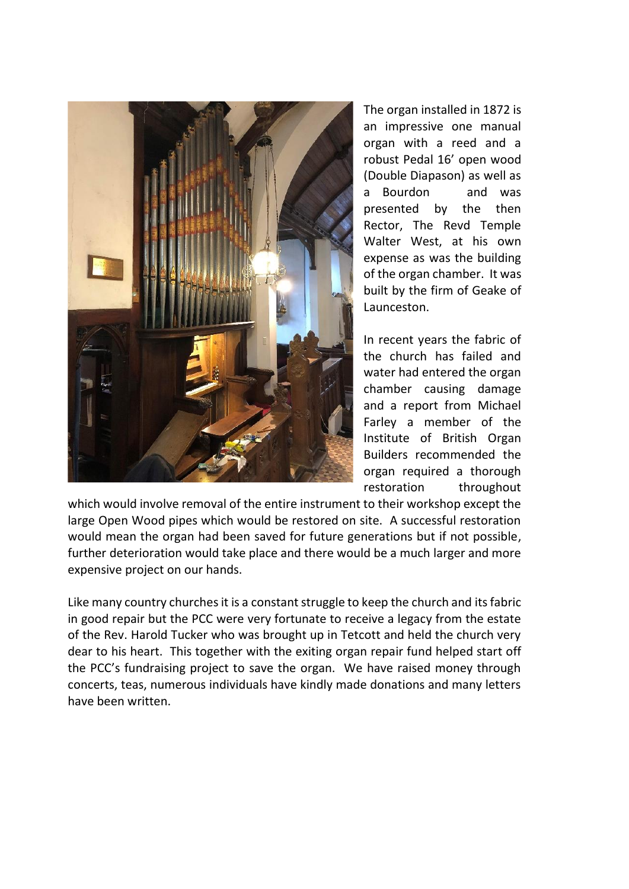The organ installed in 1872 is an impressive one manual organ with a reed and a robust Pedal 16' open wood (Double Diapason) as well as a Bourdon and was presented by the then Rector, The Revd Temple Walter West, at his own expense as was the building of the organ chamber. It was built by the firm of Geake of Launceston.

In recent years the fabric of the church has failed and water had entered the organ chamber causing damage and a report from Michael Farley a member of the Institute of British Organ Builders recommended the organ required a thorough restoration throughout which would involve removal of the entire instrument to their workshop except the large Open Wood pipes which would be restored on site. A successful restoration would mean the organ had been saved for future generations but if not possible, further deterioration would take place and there would be a much larger and more expensive project on our hands.

Like many country churches it is a constant struggle to keep the church and its fabric in good repair but the PCC were very fortunate to receive a legacy from the estate of the Rev. Harold Tucker who was brought up in Tetcott and held the church very dear to his heart. This together with the exiting organ repair fund helped start off the PCC's fundraising project to save the organ. We have raised money through concerts, teas, numerous individuals have kindly made donations and many letters have been written.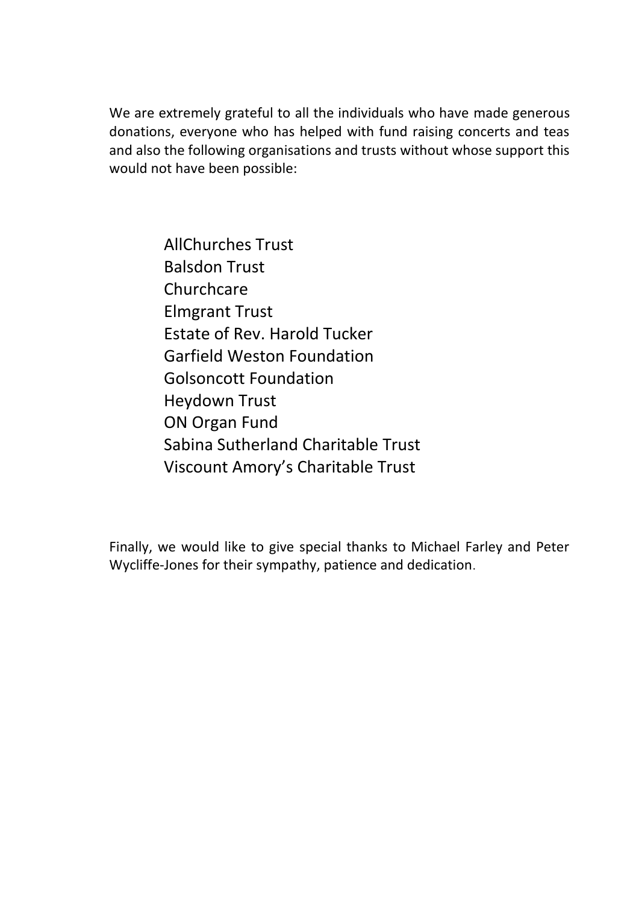We are extremely grateful to all the individuals who have made generous donations, everyone who has helped with fund raising concerts and teas and also the following organisations and trusts without whose support this would not have been possible:

AllChurches Trust  
Balsdon Trust  
Churchcare  
Elmgrant Trust  
Estate of Rev. Harold Tucker  
Garfield Weston Foundation  
Golsoncott Foundation  
Heydown Trust  
ON Organ Fund  
Sabina Sutherland Charitable Trust  
Viscount Amory's Charitable Trust

Finally, we would like to give special thanks to Michael Farley and Peter Wycliffe-Jones for their sympathy, patience and dedication.